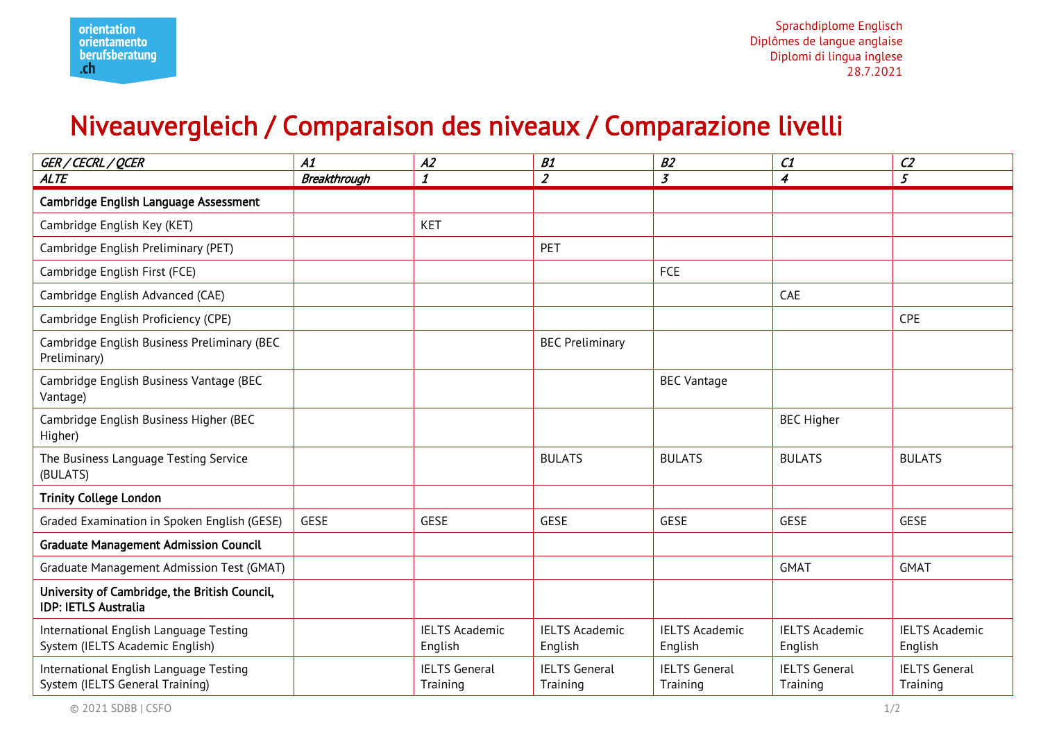orientation
orientamento
berufsberatung
.ch

Sprachdiplome Englisch
Diplômes de langue anglaise
Diplomi di lingua inglese
28.7.2021

# Niveauvergleich / Comparaison des niveaux / Comparazione livelli

| *GER / CECRL / QCER* | *A1* | *A2* | *B1* | *B2* | *C1* | *C2* |
|---|---|---|---|---|---|---|
| *ALTE* | *Breakthrough* | *1* | *2* | *3* | *4* | *5* |
| **Cambridge English Language Assessment** | | | | | | |
| Cambridge English Key (KET) | | KET | | | | |
| Cambridge English Preliminary (PET) | | | PET | | | |
| Cambridge English First (FCE) | | | | FCE | | |
| Cambridge English Advanced (CAE) | | | | | CAE | |
| Cambridge English Proficiency (CPE) | | | | | | CPE |
| Cambridge English Business Preliminary (BEC Preliminary) | | | BEC Preliminary | | | |
| Cambridge English Business Vantage (BEC Vantage) | | | | BEC Vantage | | |
| Cambridge English Business Higher (BEC Higher) | | | | | BEC Higher | |
| The Business Language Testing Service (BULATS) | | | BULATS | BULATS | BULATS | BULATS |
| **Trinity College London** | | | | | | |
| Graded Examination in Spoken English (GESE) | GESE | GESE | GESE | GESE | GESE | GESE |
| **Graduate Management Admission Council** | | | | | | |
| Graduate Management Admission Test (GMAT) | | | | | GMAT | GMAT |
| **University of Cambridge, the British Council, IDP: IETLS Australia** | | | | | | |
| International English Language Testing System (IELTS Academic English) | | IELTS Academic English | IELTS Academic English | IELTS Academic English | IELTS Academic English | IELTS Academic English |
| International English Language Testing System (IELTS General Training) | | IELTS General Training | IELTS General Training | IELTS General Training | IELTS General Training | IELTS General Training |

© 2021 SDBB | CSFO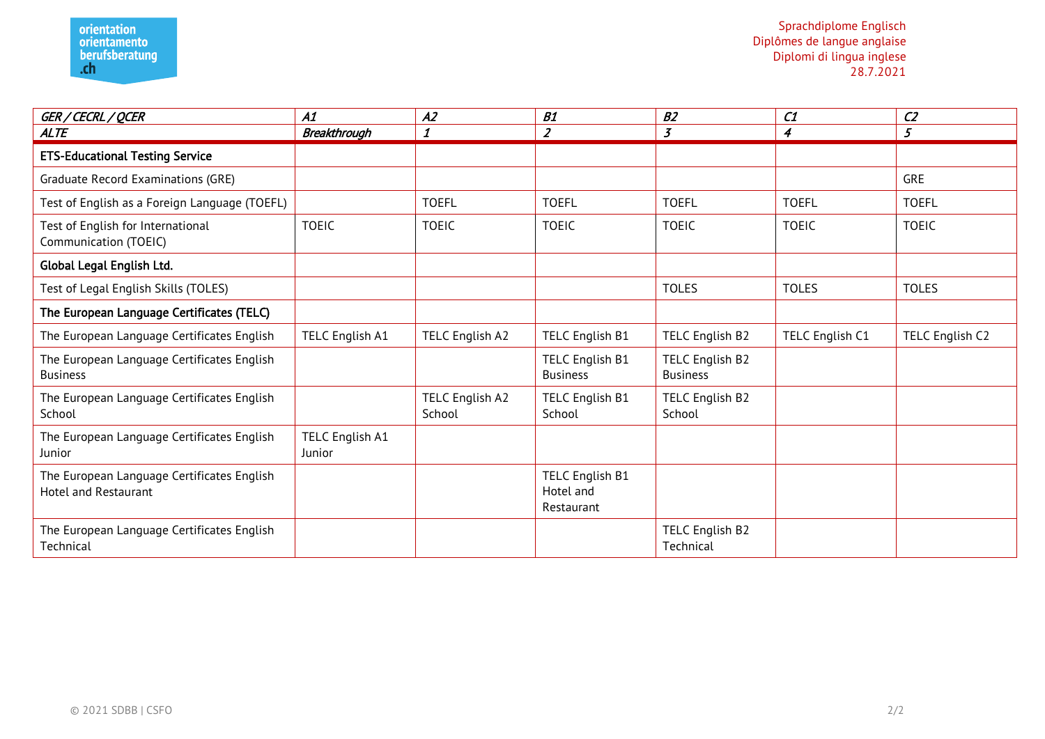| *GER / CECRL / QCER* | *A1* | *A2* | *B1* | *B2* | *C1* | *C2* |
|---|---|---|---|---|---|---|
| *ALTE* | *Breakthrough* | *1* | *2* | *3* | *4* | *5* |
| **ETS-Educational Testing Service** | | | | | | |
| Graduate Record Examinations (GRE) | | | | | | GRE |
| Test of English as a Foreign Language (TOEFL) | | TOEFL | TOEFL | TOEFL | TOEFL | TOEFL |
| Test of English for International Communication (TOEIC) | TOEIC | TOEIC | TOEIC | TOEIC | TOEIC | TOEIC |
| **Global Legal English Ltd.** | | | | | | |
| Test of Legal English Skills (TOLES) | | | | TOLES | TOLES | TOLES |
| **The European Language Certificates (TELC)** | | | | | | |
| The European Language Certificates English | TELC English A1 | TELC English A2 | TELC English B1 | TELC English B2 | TELC English C1 | TELC English C2 |
| The European Language Certificates English Business | | | TELC English B1 Business | TELC English B2 Business | | |
| The European Language Certificates English School | | TELC English A2 School | TELC English B1 School | TELC English B2 School | | |
| The European Language Certificates English Junior | TELC English A1 Junior | | | | | |
| The European Language Certificates English Hotel and Restaurant | | | TELC English B1 Hotel and Restaurant | | | |
| The European Language Certificates English Technical | | | | TELC English B2 Technical | | |